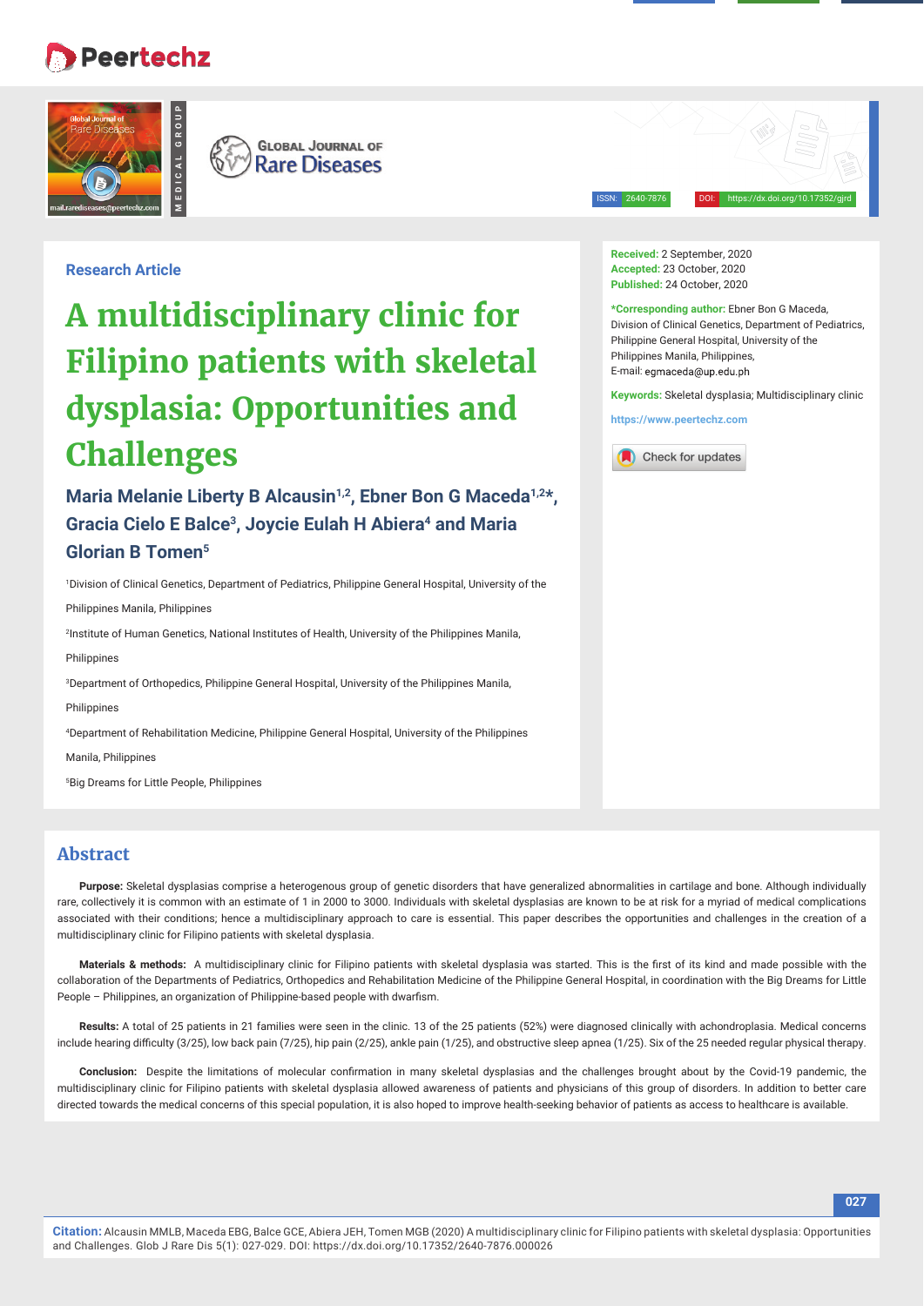Research Article

# A multidisciplinary clinic for Filipino patients with skeletal dysplasia: Opportunities and Challenges

**Maria Melanie Liberty B Alcausin[1,2], Ebner Bon G Maceda[1,2]*, Gracia Cielo E Balce[3], Joycie Eulah H Abiera[4] and Maria Glorian B Tomen[5]**

[1]Division of Clinical Genetics, Department of Pediatrics, Philippine General Hospital, University of the Philippines Manila, Philippines

[2]Institute of Human Genetics, National Institutes of Health, University of the Philippines Manila, Philippines

[3]Department of Orthopedics, Philippine General Hospital, University of the Philippines Manila, Philippines

[4]Department of Rehabilitation Medicine, Philippine General Hospital, University of the Philippines Manila, Philippines

[5]Big Dreams for Little People, Philippines

**Received:** 2 September, 2020
**Accepted:** 23 October, 2020
**Published:** 24 October, 2020

***Corresponding author:** Ebner Bon G Maceda, Division of Clinical Genetics, Department of Pediatrics, Philippine General Hospital, University of the Philippines Manila, Philippines,
E-mail: egmaceda@up.edu.ph

**Keywords:** Skeletal dysplasia; Multidisciplinary clinic

https://www.peertechz.com

## Abstract

**Purpose:** Skeletal dysplasias comprise a heterogenous group of genetic disorders that have generalized abnormalities in cartilage and bone. Although individually rare, collectively it is common with an estimate of 1 in 2000 to 3000. Individuals with skeletal dysplasias are known to be at risk for a myriad of medical complications associated with their conditions; hence a multidisciplinary approach to care is essential. This paper describes the opportunities and challenges in the creation of a multidisciplinary clinic for Filipino patients with skeletal dysplasia.

**Materials & methods:** A multidisciplinary clinic for Filipino patients with skeletal dysplasia was started. This is the first of its kind and made possible with the collaboration of the Departments of Pediatrics, Orthopedics and Rehabilitation Medicine of the Philippine General Hospital, in coordination with the Big Dreams for Little People – Philippines, an organization of Philippine-based people with dwarfism.

**Results:** A total of 25 patients in 21 families were seen in the clinic. 13 of the 25 patients (52%) were diagnosed clinically with achondroplasia. Medical concerns include hearing difficulty (3/25), low back pain (7/25), hip pain (2/25), ankle pain (1/25), and obstructive sleep apnea (1/25). Six of the 25 needed regular physical therapy.

**Conclusion:** Despite the limitations of molecular confirmation in many skeletal dysplasias and the challenges brought about by the Covid-19 pandemic, the multidisciplinary clinic for Filipino patients with skeletal dysplasia allowed awareness of patients and physicians of this group of disorders. In addition to better care directed towards the medical concerns of this special population, it is also hoped to improve health-seeking behavior of patients as access to healthcare is available.

**Citation:** Alcausin MMLB, Maceda EBG, Balce GCE, Abiera JEH, Tomen MGB (2020) A multidisciplinary clinic for Filipino patients with skeletal dysplasia: Opportunities and Challenges. Glob J Rare Dis 5(1): 027-029. DOI: https://dx.doi.org/10.17352/2640-7876.000026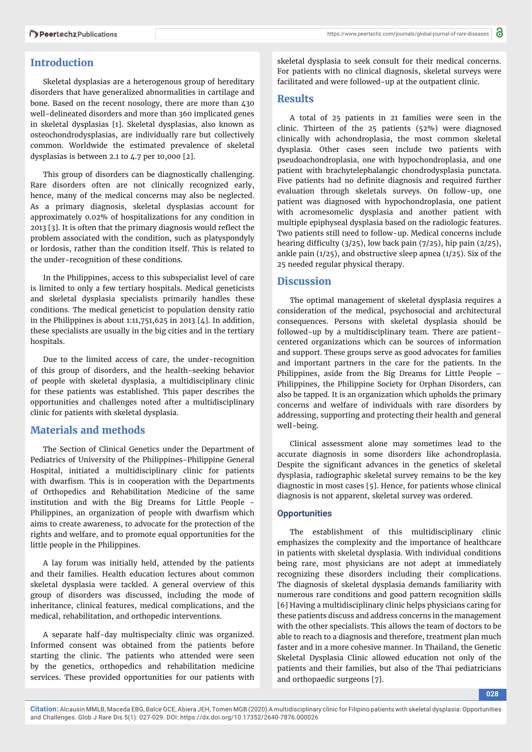## Introduction

Skeletal dysplasias are a heterogenous group of hereditary disorders that have generalized abnormalities in cartilage and bone. Based on the recent nosology, there are more than 430 well-delineated disorders and more than 360 implicated genes in skeletal dysplasias [1]. Skeletal dysplasias, also known as osteochondrodysplasias, are individually rare but collectively common. Worldwide the estimated prevalence of skeletal dysplasias is between 2.1 to 4.7 per 10,000 [2].

This group of disorders can be diagnostically challenging. Rare disorders often are not clinically recognized early, hence, many of the medical concerns may also be neglected. As a primary diagnosis, skeletal dysplasias account for approximately 0.02% of hospitalizations for any condition in 2013 [3]. It is often that the primary diagnosis would reflect the problem associated with the condition, such as platyspondyly or lordosis, rather than the condition itself. This is related to the under-recognition of these conditions.

In the Philippines, access to this subspecialist level of care is limited to only a few tertiary hospitals. Medical geneticists and skeletal dysplasia specialists primarily handles these conditions. The medical geneticist to population density ratio in the Philippines is about 1:11,751,625 in 2013 [4]. In addition, these specialists are usually in the big cities and in the tertiary hospitals.

Due to the limited access of care, the under-recognition of this group of disorders, and the health-seeking behavior of people with skeletal dysplasia, a multidisciplinary clinic for these patients was established. This paper describes the opportunities and challenges noted after a multidisciplinary clinic for patients with skeletal dysplasia.

## Materials and methods

The Section of Clinical Genetics under the Department of Pediatrics of University of the Philippines-Philippine General Hospital, initiated a multidisciplinary clinic for patients with dwarfism. This is in cooperation with the Departments of Orthopedics and Rehabilitation Medicine of the same institution and with the Big Dreams for Little People - Philippines, an organization of people with dwarfism which aims to create awareness, to advocate for the protection of the rights and welfare, and to promote equal opportunities for the little people in the Philippines.

A lay forum was initially held, attended by the patients and their families. Health education lectures about common skeletal dysplasia were tackled. A general overview of this group of disorders was discussed, including the mode of inheritance, clinical features, medical complications, and the medical, rehabilitation, and orthopedic interventions.

A separate half-day multispecialty clinic was organized. Informed consent was obtained from the patients before starting the clinic. The patients who attended were seen by the genetics, orthopedics and rehabilitation medicine services. These provided opportunities for our patients with skeletal dysplasia to seek consult for their medical concerns. For patients with no clinical diagnosis, skeletal surveys were facilitated and were followed-up at the outpatient clinic.

## Results

A total of 25 patients in 21 families were seen in the clinic. Thirteen of the 25 patients (52%) were diagnosed clinically with achondroplasia, the most common skeletal dysplasia. Other cases seen include two patients with pseudoachondroplasia, one with hypochondroplasia, and one patient with brachytelephalangic chondrodysplasia punctata. Five patients had no definite diagnosis and required further evaluation through skeletals surveys. On follow-up, one patient was diagnosed with hypochondroplasia, one patient with acromesomelic dysplasia and another patient with multiple epiphyseal dysplasia based on the radiologic features. Two patients still need to follow-up. Medical concerns include hearing difficulty (3/25), low back pain (7/25), hip pain (2/25), ankle pain (1/25), and obstructive sleep apnea (1/25). Six of the 25 needed regular physical therapy.

## Discussion

The optimal management of skeletal dysplasia requires a consideration of the medical, psychosocial and architectural consequences. Persons with skeletal dysplasia should be followed-up by a multidisciplinary team. There are patient-centered organizations which can be sources of information and support. These groups serve as good advocates for families and important partners in the care for the patients. In the Philippines, aside from the Big Dreams for Little People – Philippines, the Philippine Society for Orphan Disorders, can also be tapped. It is an organization which upholds the primary concerns and welfare of individuals with rare disorders by addressing, supporting and protecting their health and general well-being.

Clinical assessment alone may sometimes lead to the accurate diagnosis in some disorders like achondroplasia. Despite the significant advances in the genetics of skeletal dysplasia, radiographic skeletal survey remains to be the key diagnostic in most cases [5]. Hence, for patients whose clinical diagnosis is not apparent, skeletal survey was ordered.

### Opportunities

The establishment of this multidisciplinary clinic emphasizes the complexity and the importance of healthcare in patients with skeletal dysplasia. With individual conditions being rare, most physicians are not adept at immediately recognizing these disorders including their complications. The diagnosis of skeletal dysplasia demands familiarity with numerous rare conditions and good pattern recognition skills [6] Having a multidisciplinary clinic helps physicians caring for these patients discuss and address concerns in the management with the other specialists. This allows the team of doctors to be able to reach to a diagnosis and therefore, treatment plan much faster and in a more cohesive manner. In Thailand, the Genetic Skeletal Dysplasia Clinic allowed education not only of the patients and their families, but also of the Thai pediatricians and orthopaedic surgeons [7].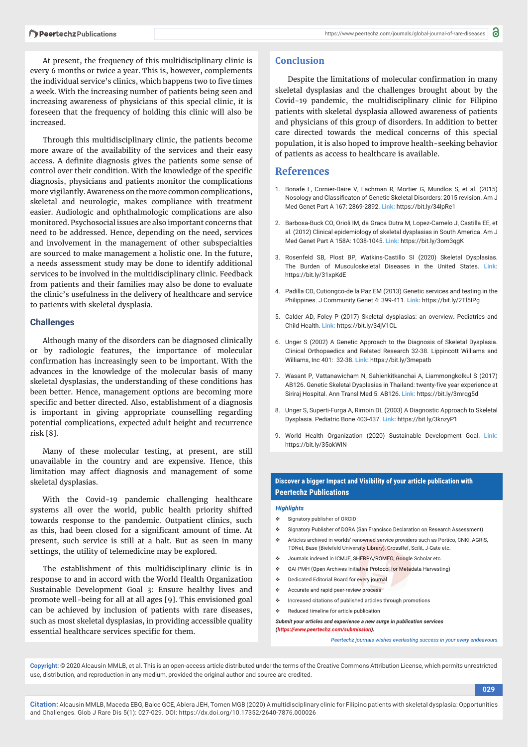At present, the frequency of this multidisciplinary clinic is every 6 months or twice a year. This is, however, complements the individual service's clinics, which happens two to five times a week. With the increasing number of patients being seen and increasing awareness of physicians of this special clinic, it is foreseen that the frequency of holding this clinic will also be increased.

Through this multidisciplinary clinic, the patients become more aware of the availability of the services and their easy access. A definite diagnosis gives the patients some sense of control over their condition. With the knowledge of the specific diagnosis, physicians and patients monitor the complications more vigilantly. Awareness on the more common complications, skeletal and neurologic, makes compliance with treatment easier. Audiologic and ophthalmologic complications are also monitored. Psychosocial issues are also important concerns that need to be addressed. Hence, depending on the need, services and involvement in the management of other subspecialties are sourced to make management a holistic one. In the future, a needs assessment study may be done to identify additional services to be involved in the multidisciplinary clinic. Feedback from patients and their families may also be done to evaluate the clinic's usefulness in the delivery of healthcare and service to patients with skeletal dysplasia.

## Challenges

Although many of the disorders can be diagnosed clinically or by radiologic features, the importance of molecular confirmation has increasingly seen to be important. With the advances in the knowledge of the molecular basis of many skeletal dysplasias, the understanding of these conditions has been better. Hence, management options are becoming more specific and better directed. Also, establishment of a diagnosis is important in giving appropriate counselling regarding potential complications, expected adult height and recurrence risk [8].

Many of these molecular testing, at present, are still unavailable in the country and are expensive. Hence, this limitation may affect diagnosis and management of some skeletal dysplasias.

With the Covid-19 pandemic challenging healthcare systems all over the world, public health priority shifted towards response to the pandemic. Outpatient clinics, such as this, had been closed for a significant amount of time. At present, such service is still at a halt. But as seen in many settings, the utility of telemedicine may be explored.

The establishment of this multidisciplinary clinic is in response to and in accord with the World Health Organization Sustainable Development Goal 3: Ensure healthy lives and promote well-being for all at all ages [9]. This envisioned goal can be achieved by inclusion of patients with rare diseases, such as most skeletal dysplasias, in providing accessible quality essential healthcare services specific for them.

## Conclusion

Despite the limitations of molecular confirmation in many skeletal dysplasias and the challenges brought about by the Covid-19 pandemic, the multidisciplinary clinic for Filipino patients with skeletal dysplasia allowed awareness of patients and physicians of this group of disorders. In addition to better care directed towards the medical concerns of this special population, it is also hoped to improve health-seeking behavior of patients as access to healthcare is available.

## References

1. Bonafe L, Cornier-Daire V, Lachman R, Mortier G, Mundlos S, et al. (2015) Nosology and Classificaton of Genetic Skeletal Disorders: 2015 revision. Am J Med Genet Part A 167: 2869-2892. **Link:** https://bit.ly/34lpRe1
2. Barbosa-Buck CO, Orioli IM, da Graca Dutra M, Lopez-Camelo J, Castilla EE, et al. (2012) Clinical epidemiology of skeletal dysplasias in South America. Am J Med Genet Part A 158A: 1038-1045. **Link:** https://bit.ly/3om3qgK
3. Rosenfeld SB, Plost BP, Watkins-Castillo SI (2020) Skeletal Dysplasias. The Burden of Musculoskeletal Diseases in the United States. **Link:** https://bit.ly/31xpKdE
4. Padilla CD, Cutiongco-de la Paz EM (2013) Genetic services and testing in the Philippines. J Community Genet 4: 399-411. **Link:** https://bit.ly/2Tl5lPg
5. Calder AD, Foley P (2017) Skeletal dysplasias: an overview. Pediatrics and Child Health. **Link:** https://bit.ly/34jV1CL
6. Unger S (2002) A Genetic Approach to the Diagnosis of Skeletal Dysplasia. Clinical Orthopaedics and Related Research 32-38. Lippincott Williams and Williams, Inc 401: 32-38. **Link:** https://bit.ly/3mepatb
7. Wasant P, Vattanawicham N, Sahienkitkanchai A, Liammongkolkul S (2017) AB126. Genetic Skeletal Dysplasias in Thailand: twenty-five year experience at Siriraj Hospital. Ann Transl Med 5: AB126. **Link:** https://bit.ly/3mrqg5d
8. Unger S, Superti-Furga A, Rimoin DL (2003) A Diagnostic Approach to Skeletal Dysplasia. Pediatric Bone 403-437. **Link:** https://bit.ly/3knzyP1
9. World Health Organization (2020) Sustainable Development Goal. **Link:** https://bit.ly/35okWIN

**Discover a bigger Impact and Visibility of your article publication with Peertechz Publications**

***Highlights***

- Signatory publisher of ORCID
- Signatory Publisher of DORA (San Francisco Declaration on Research Assessment)
- Articles archived in worlds' renowned service providers such as Portico, CNKI, AGRIS, TDNet, Base (Bielefeld University Library), CrossRef, Scilit, J-Gate etc.
- Journals indexed in ICMJE, SHERPA/ROMEO, Google Scholar etc.
- OAI-PMH (Open Archives Initiative Protocol for Metadata Harvesting)
- Dedicated Editorial Board for every journal
- Accurate and rapid peer-review process
- Increased citations of published articles through promotions
- Reduced timeline for article publication

***Submit your articles and experience a new surge in publication services (https://www.peertechz.com/submission).***

*Peertechz journals wishes everlasting success in your every endeavours.*

**Copyright:** © 2020 Alcausin MMLB, et al. This is an open-access article distributed under the terms of the Creative Commons Attribution License, which permits unrestricted use, distribution, and reproduction in any medium, provided the original author and source are credited.

**Citation:** Alcausin MMLB, Maceda EBG, Balce GCE, Abiera JEH, Tomen MGB (2020) A multidisciplinary clinic for Filipino patients with skeletal dysplasia: Opportunities and Challenges. Glob J Rare Dis 5(1): 027-029. DOI: https://dx.doi.org/10.17352/2640-7876.000026